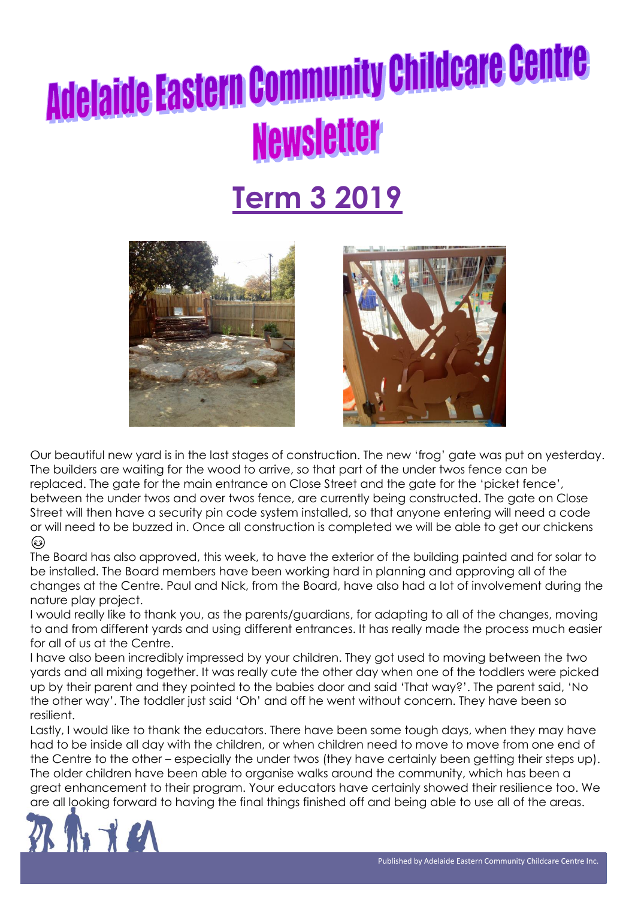# Adelaide Eastern Community Childcare Centre Newsletter

## Term 3 2019

Our beautiful new yard is in the last stages of construction. The new 'frog' gate was put on yesterday. The builders are waiting for the wood to arrive, so that part of the under twos fence can be replaced. The gate for the main entrance on Close Street and the gate for the 'picket fence', between the under twos and over twos fence, are currently being constructed. The gate on Close Street will then have a security pin code system installed, so that anyone entering will need a code or will need to be buzzed in. Once all construction is completed we will be able to get our chickens 😉

The Board has also approved, this week, to have the exterior of the building painted and for solar to be installed. The Board members have been working hard in planning and approving all of the changes at the Centre. Paul and Nick, from the Board, have also had a lot of involvement during the nature play project.

I would really like to thank you, as the parents/guardians, for adapting to all of the changes, moving to and from different yards and using different entrances. It has really made the process much easier for all of us at the Centre.

I have also been incredibly impressed by your children. They got used to moving between the two yards and all mixing together. It was really cute the other day when one of the toddlers were picked up by their parent and they pointed to the babies door and said 'That way?'. The parent said, 'No the other way'. The toddler just said 'Oh' and off he went without concern. They have been so resilient.

Lastly, I would like to thank the educators. There have been some tough days, when they may have had to be inside all day with the children, or when children need to move to move from one end of the Centre to the other – especially the under twos (they have certainly been getting their steps up). The older children have been able to organise walks around the community, which has been a great enhancement to their program. Your educators have certainly showed their resilience too. We are all looking forward to having the final things finished off and being able to use all of the areas.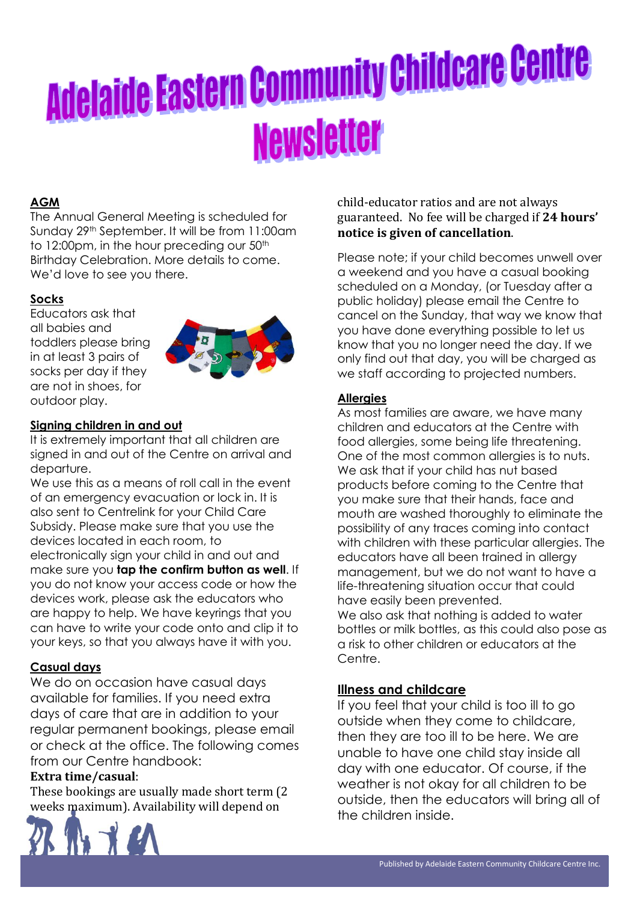# Adelaide Eastern Community Childcare Centre Newsletter

## AGM

The Annual General Meeting is scheduled for Sunday 29th September. It will be from 11:00am to 12:00pm, in the hour preceding our 50th Birthday Celebration. More details to come. We'd love to see you there.

## Socks

Educators ask that all babies and toddlers please bring in at least 3 pairs of socks per day if they are not in shoes, for outdoor play.

## Signing children in and out

It is extremely important that all children are signed in and out of the Centre on arrival and departure.

We use this as a means of roll call in the event of an emergency evacuation or lock in. It is also sent to Centrelink for your Child Care Subsidy. Please make sure that you use the devices located in each room, to electronically sign your child in and out and make sure you **tap the confirm button as well**. If you do not know your access code or how the devices work, please ask the educators who are happy to help. We have keyrings that you can have to write your code onto and clip it to your keys, so that you always have it with you.

## Casual days

We do on occasion have casual days available for families. If you need extra days of care that are in addition to your regular permanent bookings, please email or check at the office. The following comes from our Centre handbook:

**Extra time/casual**:

These bookings are usually made short term (2 weeks maximum). Availability will depend on child-educator ratios and are not always guaranteed. No fee will be charged if **24 hours' notice is given of cancellation**.

Please note; if your child becomes unwell over a weekend and you have a casual booking scheduled on a Monday, (or Tuesday after a public holiday) please email the Centre to cancel on the Sunday, that way we know that you have done everything possible to let us know that you no longer need the day. If we only find out that day, you will be charged as we staff according to projected numbers.

## Allergies

As most families are aware, we have many children and educators at the Centre with food allergies, some being life threatening. One of the most common allergies is to nuts. We ask that if your child has nut based products before coming to the Centre that you make sure that their hands, face and mouth are washed thoroughly to eliminate the possibility of any traces coming into contact with children with these particular allergies. The educators have all been trained in allergy management, but we do not want to have a life-threatening situation occur that could have easily been prevented.

We also ask that nothing is added to water bottles or milk bottles, as this could also pose as a risk to other children or educators at the Centre.

## Illness and childcare

If you feel that your child is too ill to go outside when they come to childcare, then they are too ill to be here. We are unable to have one child stay inside all day with one educator. Of course, if the weather is not okay for all children to be outside, then the educators will bring all of the children inside.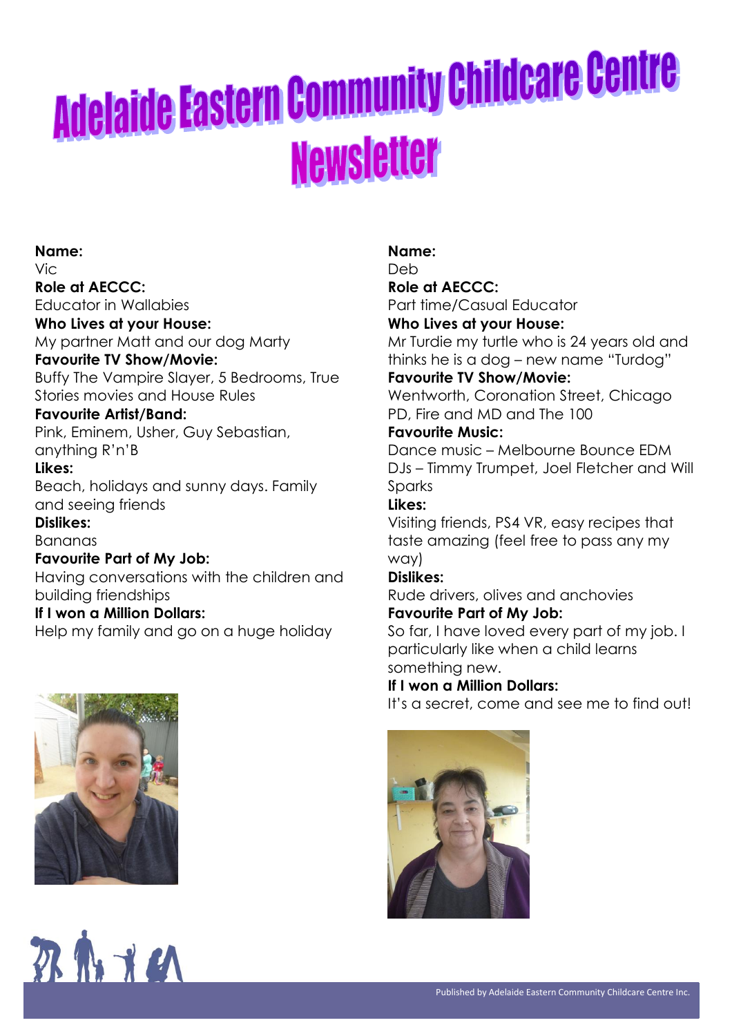# Adelaide Eastern Community Childcare Centre Newsletter

**Name:**
Vic
**Role at AECCC:**
Educator in Wallabies
**Who Lives at your House:**
My partner Matt and our dog Marty
**Favourite TV Show/Movie:**
Buffy The Vampire Slayer, 5 Bedrooms, True Stories movies and House Rules
**Favourite Artist/Band:**
Pink, Eminem, Usher, Guy Sebastian, anything R'n'B
**Likes:**
Beach, holidays and sunny days. Family and seeing friends
**Dislikes:**
Bananas
**Favourite Part of My Job:**
Having conversations with the children and building friendships
**If I won a Million Dollars:**
Help my family and go on a huge holiday

**Name:**
Deb
**Role at AECCC:**
Part time/Casual Educator
**Who Lives at your House:**
Mr Turdie my turtle who is 24 years old and thinks he is a dog – new name "Turdog"
**Favourite TV Show/Movie:**
Wentworth, Coronation Street, Chicago PD, Fire and MD and The 100
**Favourite Music:**
Dance music – Melbourne Bounce EDM DJs – Timmy Trumpet, Joel Fletcher and Will Sparks
**Likes:**
Visiting friends, PS4 VR, easy recipes that taste amazing (feel free to pass any my way)
**Dislikes:**
Rude drivers, olives and anchovies
**Favourite Part of My Job:**
So far, I have loved every part of my job. I particularly like when a child learns something new.
**If I won a Million Dollars:**
It's a secret, come and see me to find out!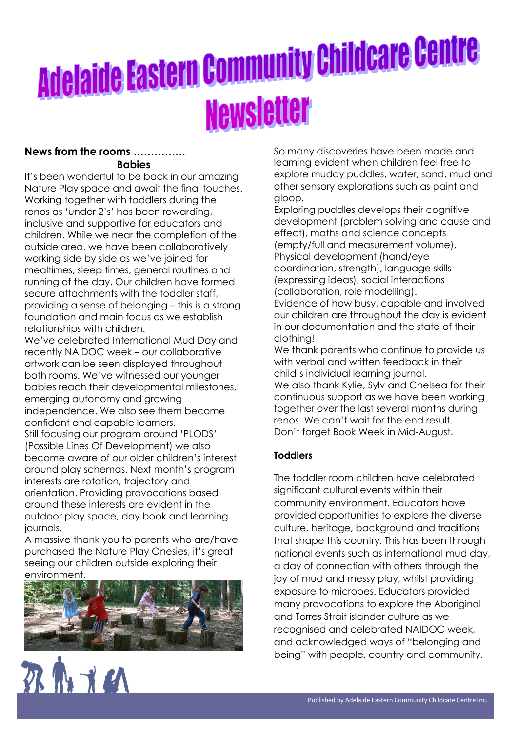# Adelaide Eastern Community Childcare Centre Newsletter

**News from the rooms ……………**

## Babies

It's been wonderful to be back in our amazing Nature Play space and await the final touches. Working together with toddlers during the renos as 'under 2's' has been rewarding, inclusive and supportive for educators and children. While we near the completion of the outside area, we have been collaboratively working side by side as we've joined for mealtimes, sleep times, general routines and running of the day. Our children have formed secure attachments with the toddler staff, providing a sense of belonging – this is a strong foundation and main focus as we establish relationships with children.

We've celebrated International Mud Day and recently NAIDOC week – our collaborative artwork can be seen displayed throughout both rooms. We've witnessed our younger babies reach their developmental milestones, emerging autonomy and growing independence. We also see them become confident and capable learners.

Still focusing our program around 'PLODS' (Possible Lines Of Development) we also become aware of our older children's interest around play schemas. Next month's program interests are rotation, trajectory and orientation. Providing provocations based around these interests are evident in the outdoor play space, day book and learning journals.

A massive thank you to parents who are/have purchased the Nature Play Onesies, it's great seeing our children outside exploring their environment.

So many discoveries have been made and learning evident when children feel free to explore muddy puddles, water, sand, mud and other sensory explorations such as paint and gloop.

Exploring puddles develops their cognitive development (problem solving and cause and effect), maths and science concepts (empty/full and measurement volume), Physical development (hand/eye coordination, strength), language skills (expressing ideas), social interactions (collaboration, role modelling).

Evidence of how busy, capable and involved our children are throughout the day is evident in our documentation and the state of their clothing!

We thank parents who continue to provide us with verbal and written feedback in their child's individual learning journal.

We also thank Kylie, Sylv and Chelsea for their continuous support as we have been working together over the last several months during renos. We can't wait for the end result.

Don't forget Book Week in Mid-August.

## Toddlers

The toddler room children have celebrated significant cultural events within their community environment. Educators have provided opportunities to explore the diverse culture, heritage, background and traditions that shape this country. This has been through national events such as international mud day, a day of connection with others through the joy of mud and messy play, whilst providing exposure to microbes. Educators provided many provocations to explore the Aboriginal and Torres Strait islander culture as we recognised and celebrated NAIDOC week, and acknowledged ways of "belonging and being" with people, country and community.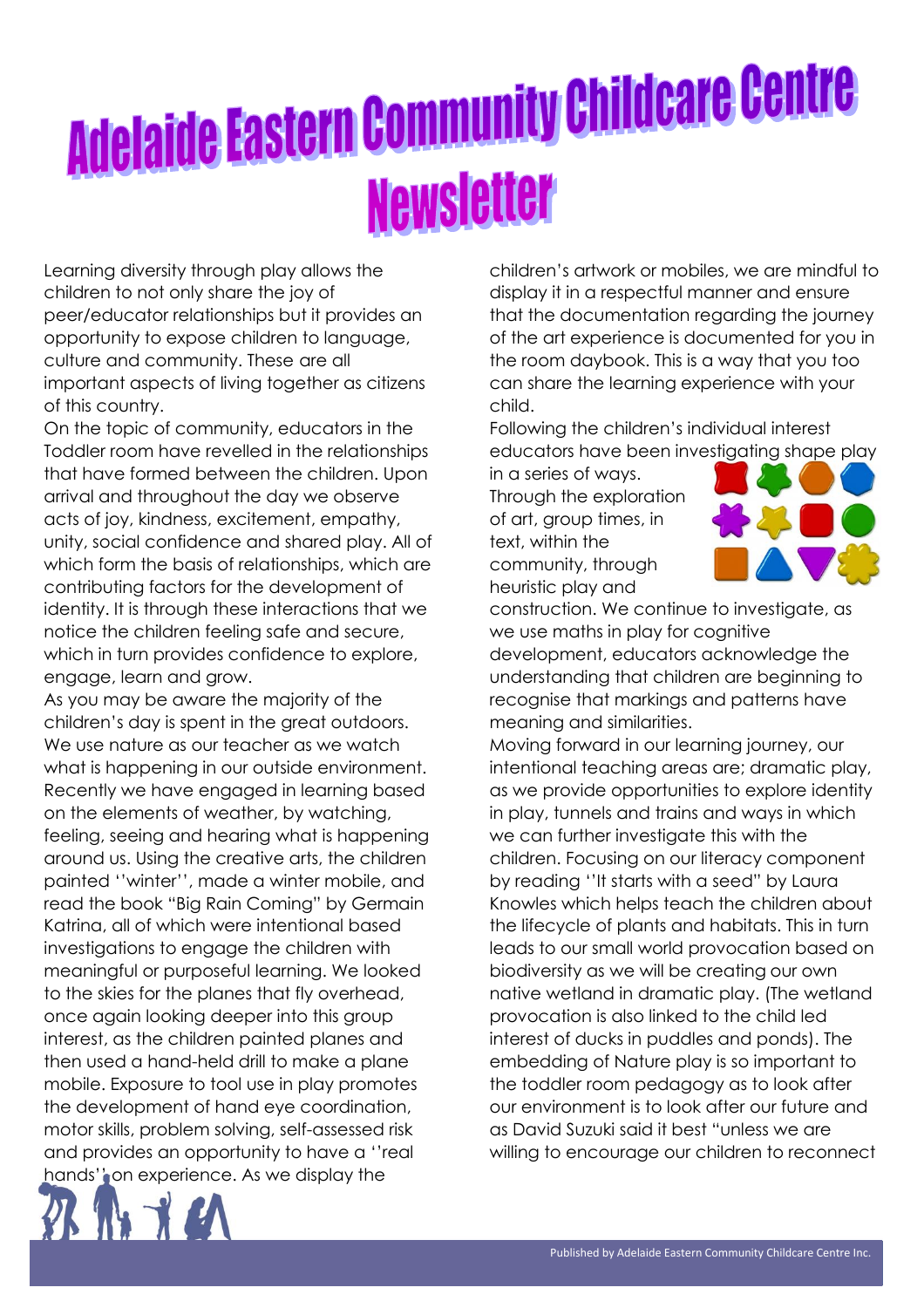# Adelaide Eastern Community Childcare Centre Newsletter

Learning diversity through play allows the children to not only share the joy of peer/educator relationships but it provides an opportunity to expose children to language, culture and community. These are all important aspects of living together as citizens of this country.

On the topic of community, educators in the Toddler room have revelled in the relationships that have formed between the children. Upon arrival and throughout the day we observe acts of joy, kindness, excitement, empathy, unity, social confidence and shared play. All of which form the basis of relationships, which are contributing factors for the development of identity. It is through these interactions that we notice the children feeling safe and secure, which in turn provides confidence to explore, engage, learn and grow.

As you may be aware the majority of the children's day is spent in the great outdoors. We use nature as our teacher as we watch what is happening in our outside environment. Recently we have engaged in learning based on the elements of weather, by watching, feeling, seeing and hearing what is happening around us. Using the creative arts, the children painted ''winter'', made a winter mobile, and read the book "Big Rain Coming" by Germain Katrina, all of which were intentional based investigations to engage the children with meaningful or purposeful learning. We looked to the skies for the planes that fly overhead, once again looking deeper into this group interest, as the children painted planes and then used a hand-held drill to make a plane mobile. Exposure to tool use in play promotes the development of hand eye coordination, motor skills, problem solving, self-assessed risk and provides an opportunity to have a ''real hands'' on experience. As we display the children's artwork or mobiles, we are mindful to display it in a respectful manner and ensure that the documentation regarding the journey of the art experience is documented for you in the room daybook. This is a way that you too can share the learning experience with your child.

Following the children's individual interest educators have been investigating shape play in a series of ways. Through the exploration of art, group times, in text, within the community, through heuristic play and construction. We continue to investigate, as we use maths in play for cognitive development, educators acknowledge the understanding that children are beginning to recognise that markings and patterns have meaning and similarities.

Moving forward in our learning journey, our intentional teaching areas are; dramatic play, as we provide opportunities to explore identity in play, tunnels and trains and ways in which we can further investigate this with the children. Focusing on our literacy component by reading ''It starts with a seed" by Laura Knowles which helps teach the children about the lifecycle of plants and habitats. This in turn leads to our small world provocation based on biodiversity as we will be creating our own native wetland in dramatic play. (The wetland provocation is also linked to the child led interest of ducks in puddles and ponds). The embedding of Nature play is so important to the toddler room pedagogy as to look after our environment is to look after our future and as David Suzuki said it best "unless we are willing to encourage our children to reconnect

Published by Adelaide Eastern Community Childcare Centre Inc.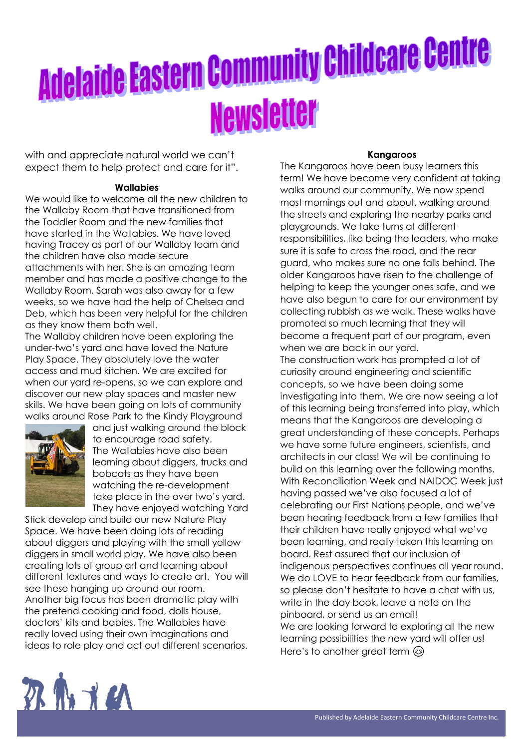with and appreciate natural world we can't expect them to help protect and care for it".

### Wallabies

We would like to welcome all the new children to the Wallaby Room that have transitioned from the Toddler Room and the new families that have started in the Wallabies. We have loved having Tracey as part of our Wallaby team and the children have also made secure attachments with her. She is an amazing team member and has made a positive change to the Wallaby Room. Sarah was also away for a few weeks, so we have had the help of Chelsea and Deb, which has been very helpful for the children as they know them both well.

The Wallaby children have been exploring the under-two's yard and have loved the Nature Play Space. They absolutely love the water access and mud kitchen. We are excited for when our yard re-opens, so we can explore and discover our new play spaces and master new skills. We have been going on lots of community walks around Rose Park to the Kindy Playground and just walking around the block to encourage road safety. The Wallabies have also been learning about diggers, trucks and bobcats as they have been watching the re-development take place in the over two's yard. They have enjoyed watching Yard Stick develop and build our new Nature Play Space. We have been doing lots of reading about diggers and playing with the small yellow diggers in small world play. We have also been creating lots of group art and learning about different textures and ways to create art. You will see these hanging up around our room. Another big focus has been dramatic play with the pretend cooking and food, dolls house, doctors' kits and babies. The Wallabies have really loved using their own imaginations and ideas to role play and act out different scenarios.

### Kangaroos

The Kangaroos have been busy learners this term! We have become very confident at taking walks around our community. We now spend most mornings out and about, walking around the streets and exploring the nearby parks and playgrounds. We take turns at different responsibilities, like being the leaders, who make sure it is safe to cross the road, and the rear guard, who makes sure no one falls behind. The older Kangaroos have risen to the challenge of helping to keep the younger ones safe, and we have also begun to care for our environment by collecting rubbish as we walk. These walks have promoted so much learning that they will become a frequent part of our program, even when we are back in our yard.

The construction work has prompted a lot of curiosity around engineering and scientific concepts, so we have been doing some investigating into them. We are now seeing a lot of this learning being transferred into play, which means that the Kangaroos are developing a great understanding of these concepts. Perhaps we have some future engineers, scientists, and architects in our class! We will be continuing to build on this learning over the following months.

With Reconciliation Week and NAIDOC Week just having passed we've also focused a lot of celebrating our First Nations people, and we've been hearing feedback from a few families that their children have really enjoyed what we've been learning, and really taken this learning on board. Rest assured that our inclusion of indigenous perspectives continues all year round. We do LOVE to hear feedback from our families, so please don't hesitate to have a chat with us, write in the day book, leave a note on the pinboard, or send us an email!

We are looking forward to exploring all the new learning possibilities the new yard will offer us! Here's to another great term 😉